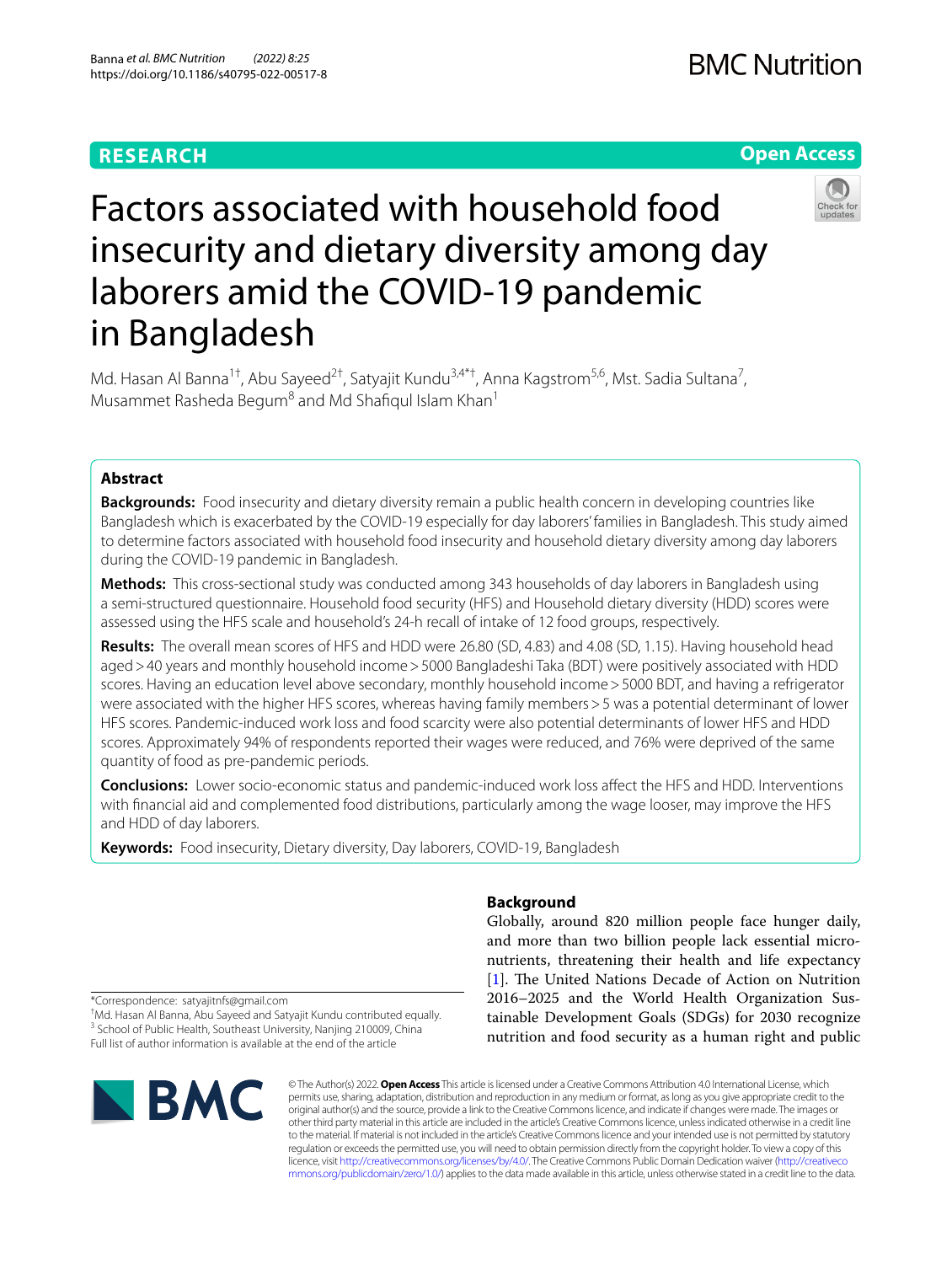RESEARCH

Open Access

# Factors associated with household food insecurity and dietary diversity among day laborers amid the COVID-19 pandemic in Bangladesh

Md. Hasan Al Banna[1†], Abu Sayeed[2†], Satyajit Kundu[3,4*†], Anna Kagstrom[5,6], Mst. Sadia Sultana[7], Musammet Rasheda Begum[8] and Md Shafiqul Islam Khan[1]

## Abstract

**Backgrounds:** Food insecurity and dietary diversity remain a public health concern in developing countries like Bangladesh which is exacerbated by the COVID-19 especially for day laborers' families in Bangladesh. This study aimed to determine factors associated with household food insecurity and household dietary diversity among day laborers during the COVID-19 pandemic in Bangladesh.

**Methods:** This cross-sectional study was conducted among 343 households of day laborers in Bangladesh using a semi-structured questionnaire. Household food security (HFS) and Household dietary diversity (HDD) scores were assessed using the HFS scale and household's 24-h recall of intake of 12 food groups, respectively.

**Results:** The overall mean scores of HFS and HDD were 26.80 (SD, 4.83) and 4.08 (SD, 1.15). Having household head aged > 40 years and monthly household income > 5000 Bangladeshi Taka (BDT) were positively associated with HDD scores. Having an education level above secondary, monthly household income > 5000 BDT, and having a refrigerator were associated with the higher HFS scores, whereas having family members > 5 was a potential determinant of lower HFS scores. Pandemic-induced work loss and food scarcity were also potential determinants of lower HFS and HDD scores. Approximately 94% of respondents reported their wages were reduced, and 76% were deprived of the same quantity of food as pre-pandemic periods.

**Conclusions:** Lower socio-economic status and pandemic-induced work loss affect the HFS and HDD. Interventions with financial aid and complemented food distributions, particularly among the wage looser, may improve the HFS and HDD of day laborers.

**Keywords:** Food insecurity, Dietary diversity, Day laborers, COVID-19, Bangladesh

*Correspondence: satyajitnfs@gmail.com

†Md. Hasan Al Banna, Abu Sayeed and Satyajit Kundu contributed equally.

[3] School of Public Health, Southeast University, Nanjing 210009, China

Full list of author information is available at the end of the article

## Background

Globally, around 820 million people face hunger daily, and more than two billion people lack essential micronutrients, threatening their health and life expectancy [1]. The United Nations Decade of Action on Nutrition 2016–2025 and the World Health Organization Sustainable Development Goals (SDGs) for 2030 recognize nutrition and food security as a human right and public

© The Author(s) 2022. **Open Access** This article is licensed under a Creative Commons Attribution 4.0 International License, which permits use, sharing, adaptation, distribution and reproduction in any medium or format, as long as you give appropriate credit to the original author(s) and the source, provide a link to the Creative Commons licence, and indicate if changes were made. The images or other third party material in this article are included in the article's Creative Commons licence, unless indicated otherwise in a credit line to the material. If material is not included in the article's Creative Commons licence and your intended use is not permitted by statutory regulation or exceeds the permitted use, you will need to obtain permission directly from the copyright holder. To view a copy of this licence, visit http://creativecommons.org/licenses/by/4.0/. The Creative Commons Public Domain Dedication waiver (http://creativecommons.org/publicdomain/zero/1.0/) applies to the data made available in this article, unless otherwise stated in a credit line to the data.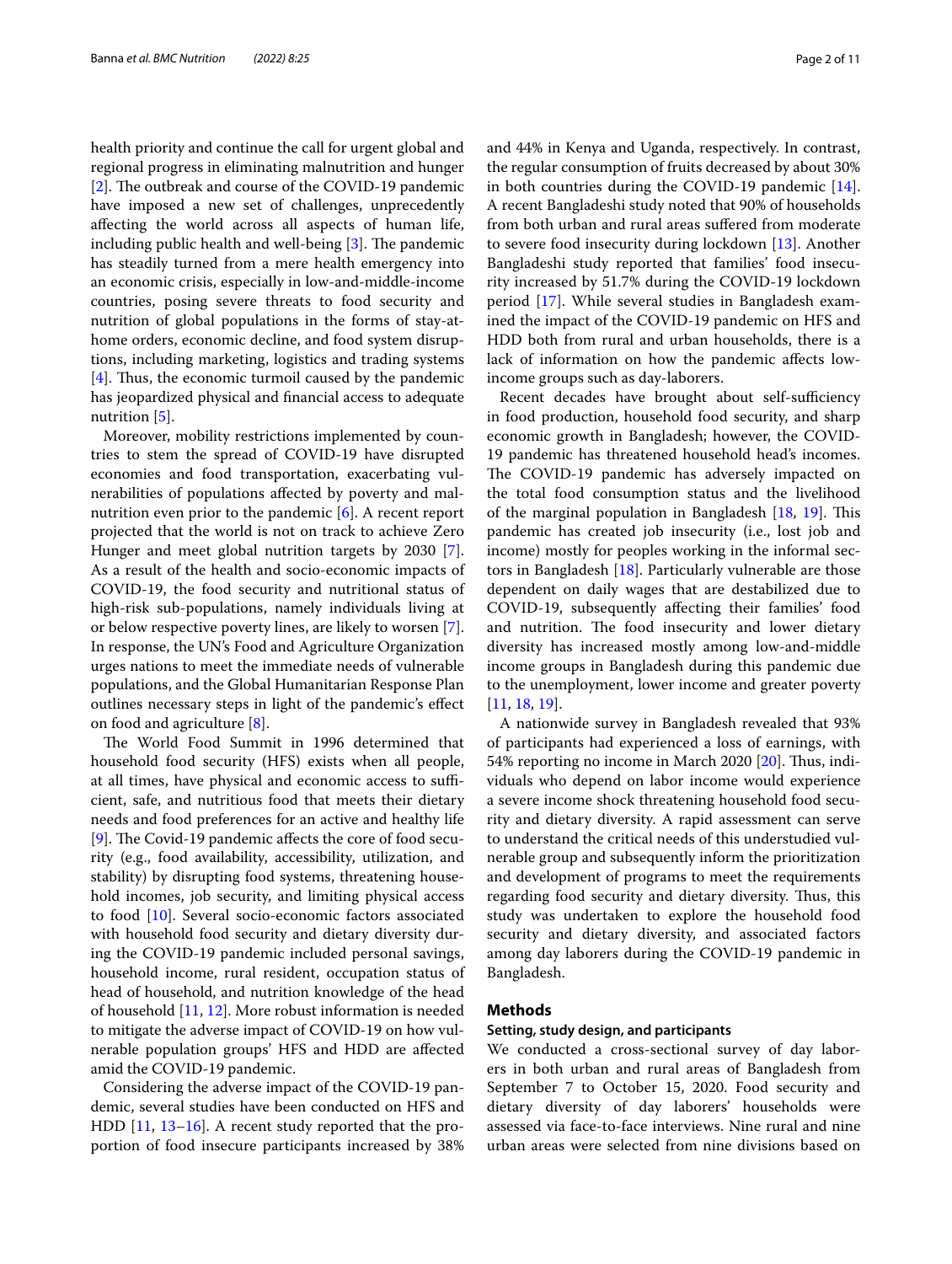health priority and continue the call for urgent global and regional progress in eliminating malnutrition and hunger [2]. The outbreak and course of the COVID-19 pandemic have imposed a new set of challenges, unprecedently affecting the world across all aspects of human life, including public health and well-being [3]. The pandemic has steadily turned from a mere health emergency into an economic crisis, especially in low-and-middle-income countries, posing severe threats to food security and nutrition of global populations in the forms of stay-at-home orders, economic decline, and food system disruptions, including marketing, logistics and trading systems [4]. Thus, the economic turmoil caused by the pandemic has jeopardized physical and financial access to adequate nutrition [5].

Moreover, mobility restrictions implemented by countries to stem the spread of COVID-19 have disrupted economies and food transportation, exacerbating vulnerabilities of populations affected by poverty and malnutrition even prior to the pandemic [6]. A recent report projected that the world is not on track to achieve Zero Hunger and meet global nutrition targets by 2030 [7]. As a result of the health and socio-economic impacts of COVID-19, the food security and nutritional status of high-risk sub-populations, namely individuals living at or below respective poverty lines, are likely to worsen [7]. In response, the UN's Food and Agriculture Organization urges nations to meet the immediate needs of vulnerable populations, and the Global Humanitarian Response Plan outlines necessary steps in light of the pandemic's effect on food and agriculture [8].

The World Food Summit in 1996 determined that household food security (HFS) exists when all people, at all times, have physical and economic access to sufficient, safe, and nutritious food that meets their dietary needs and food preferences for an active and healthy life [9]. The Covid-19 pandemic affects the core of food security (e.g., food availability, accessibility, utilization, and stability) by disrupting food systems, threatening household incomes, job security, and limiting physical access to food [10]. Several socio-economic factors associated with household food security and dietary diversity during the COVID-19 pandemic included personal savings, household income, rural resident, occupation status of head of household, and nutrition knowledge of the head of household [11, 12]. More robust information is needed to mitigate the adverse impact of COVID-19 on how vulnerable population groups' HFS and HDD are affected amid the COVID-19 pandemic.

Considering the adverse impact of the COVID-19 pandemic, several studies have been conducted on HFS and HDD [11, 13–16]. A recent study reported that the proportion of food insecure participants increased by 38% and 44% in Kenya and Uganda, respectively. In contrast, the regular consumption of fruits decreased by about 30% in both countries during the COVID-19 pandemic [14]. A recent Bangladeshi study noted that 90% of households from both urban and rural areas suffered from moderate to severe food insecurity during lockdown [13]. Another Bangladeshi study reported that families' food insecurity increased by 51.7% during the COVID-19 lockdown period [17]. While several studies in Bangladesh examined the impact of the COVID-19 pandemic on HFS and HDD both from rural and urban households, there is a lack of information on how the pandemic affects low-income groups such as day-laborers.

Recent decades have brought about self-sufficiency in food production, household food security, and sharp economic growth in Bangladesh; however, the COVID-19 pandemic has threatened household head's incomes. The COVID-19 pandemic has adversely impacted on the total food consumption status and the livelihood of the marginal population in Bangladesh [18, 19]. This pandemic has created job insecurity (i.e., lost job and income) mostly for peoples working in the informal sectors in Bangladesh [18]. Particularly vulnerable are those dependent on daily wages that are destabilized due to COVID-19, subsequently affecting their families' food and nutrition. The food insecurity and lower dietary diversity has increased mostly among low-and-middle income groups in Bangladesh during this pandemic due to the unemployment, lower income and greater poverty [11, 18, 19].

A nationwide survey in Bangladesh revealed that 93% of participants had experienced a loss of earnings, with 54% reporting no income in March 2020 [20]. Thus, individuals who depend on labor income would experience a severe income shock threatening household food security and dietary diversity. A rapid assessment can serve to understand the critical needs of this understudied vulnerable group and subsequently inform the prioritization and development of programs to meet the requirements regarding food security and dietary diversity. Thus, this study was undertaken to explore the household food security and dietary diversity, and associated factors among day laborers during the COVID-19 pandemic in Bangladesh.

## Methods

### Setting, study design, and participants

We conducted a cross-sectional survey of day laborers in both urban and rural areas of Bangladesh from September 7 to October 15, 2020. Food security and dietary diversity of day laborers' households were assessed via face-to-face interviews. Nine rural and nine urban areas were selected from nine divisions based on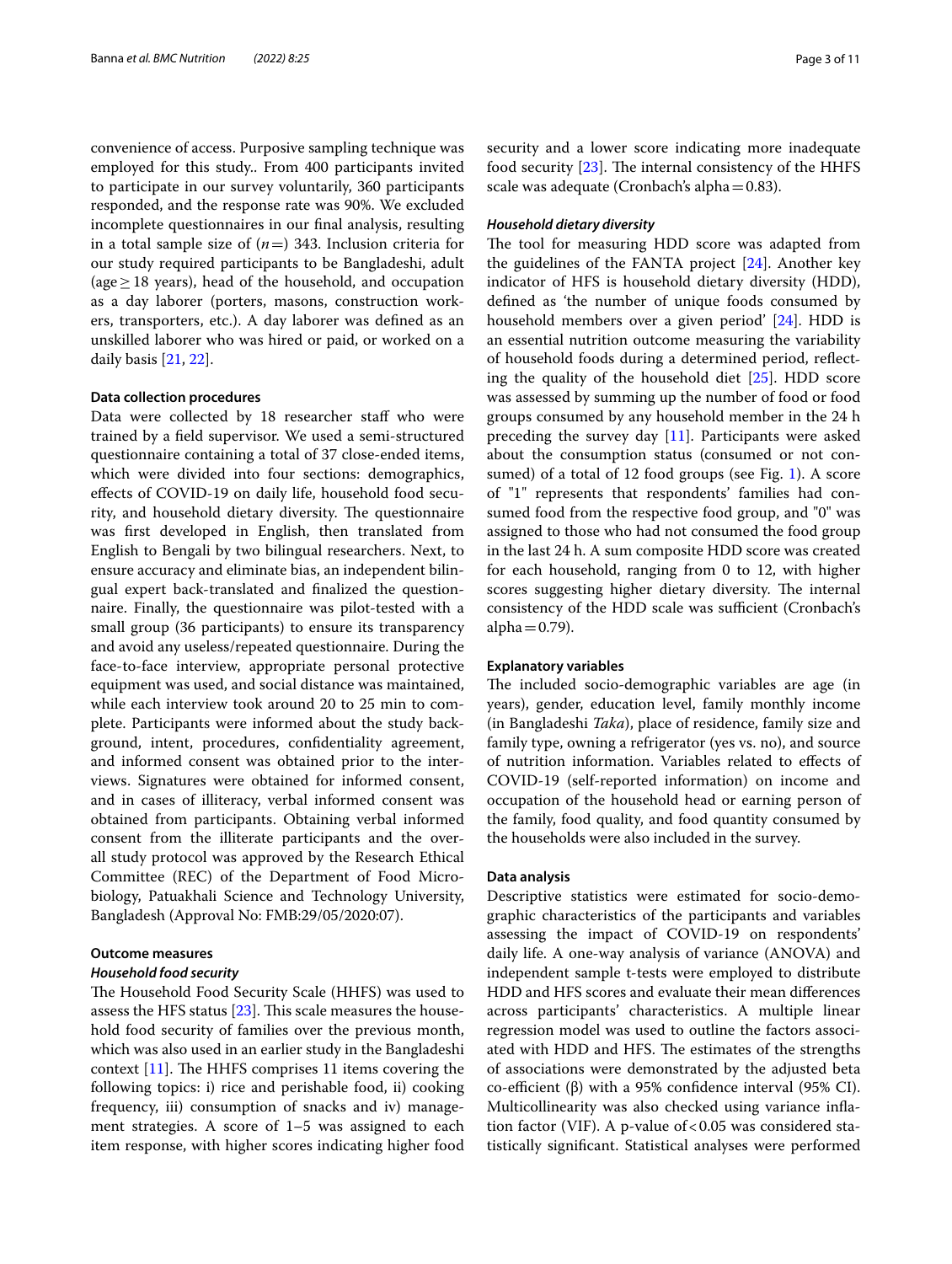convenience of access. Purposive sampling technique was employed for this study.. From 400 participants invited to participate in our survey voluntarily, 360 participants responded, and the response rate was 90%. We excluded incomplete questionnaires in our final analysis, resulting in a total sample size of (*n*=) 343. Inclusion criteria for our study required participants to be Bangladeshi, adult (age ≥ 18 years), head of the household, and occupation as a day laborer (porters, masons, construction workers, transporters, etc.). A day laborer was defined as an unskilled laborer who was hired or paid, or worked on a daily basis [21, 22].

#### Data collection procedures

Data were collected by 18 researcher staff who were trained by a field supervisor. We used a semi-structured questionnaire containing a total of 37 close-ended items, which were divided into four sections: demographics, effects of COVID-19 on daily life, household food security, and household dietary diversity. The questionnaire was first developed in English, then translated from English to Bengali by two bilingual researchers. Next, to ensure accuracy and eliminate bias, an independent bilingual expert back-translated and finalized the questionnaire. Finally, the questionnaire was pilot-tested with a small group (36 participants) to ensure its transparency and avoid any useless/repeated questionnaire. During the face-to-face interview, appropriate personal protective equipment was used, and social distance was maintained, while each interview took around 20 to 25 min to complete. Participants were informed about the study background, intent, procedures, confidentiality agreement, and informed consent was obtained prior to the interviews. Signatures were obtained for informed consent, and in cases of illiteracy, verbal informed consent was obtained from participants. Obtaining verbal informed consent from the illiterate participants and the overall study protocol was approved by the Research Ethical Committee (REC) of the Department of Food Microbiology, Patuakhali Science and Technology University, Bangladesh (Approval No: FMB:29/05/2020:07).

#### Outcome measures

##### *Household food security*

The Household Food Security Scale (HHFS) was used to assess the HFS status [23]. This scale measures the household food security of families over the previous month, which was also used in an earlier study in the Bangladeshi context [11]. The HHFS comprises 11 items covering the following topics: i) rice and perishable food, ii) cooking frequency, iii) consumption of snacks and iv) management strategies. A score of 1–5 was assigned to each item response, with higher scores indicating higher food security and a lower score indicating more inadequate food security [23]. The internal consistency of the HHFS scale was adequate (Cronbach's alpha = 0.83).

##### *Household dietary diversity*

The tool for measuring HDD score was adapted from the guidelines of the FANTA project [24]. Another key indicator of HFS is household dietary diversity (HDD), defined as 'the number of unique foods consumed by household members over a given period' [24]. HDD is an essential nutrition outcome measuring the variability of household foods during a determined period, reflecting the quality of the household diet [25]. HDD score was assessed by summing up the number of food or food groups consumed by any household member in the 24 h preceding the survey day [11]. Participants were asked about the consumption status (consumed or not consumed) of a total of 12 food groups (see Fig. 1). A score of "1" represents that respondents' families had consumed food from the respective food group, and "0" was assigned to those who had not consumed the food group in the last 24 h. A sum composite HDD score was created for each household, ranging from 0 to 12, with higher scores suggesting higher dietary diversity. The internal consistency of the HDD scale was sufficient (Cronbach's alpha = 0.79).

#### Explanatory variables

The included socio-demographic variables are age (in years), gender, education level, family monthly income (in Bangladeshi *Taka*), place of residence, family size and family type, owning a refrigerator (yes vs. no), and source of nutrition information. Variables related to effects of COVID-19 (self-reported information) on income and occupation of the household head or earning person of the family, food quality, and food quantity consumed by the households were also included in the survey.

#### Data analysis

Descriptive statistics were estimated for socio-demographic characteristics of the participants and variables assessing the impact of COVID-19 on respondents' daily life. A one-way analysis of variance (ANOVA) and independent sample t-tests were employed to distribute HDD and HFS scores and evaluate their mean differences across participants' characteristics. A multiple linear regression model was used to outline the factors associated with HDD and HFS. The estimates of the strengths of associations were demonstrated by the adjusted beta co-efficient (β) with a 95% confidence interval (95% CI). Multicollinearity was also checked using variance inflation factor (VIF). A p-value of $< 0.05$ was considered statistically significant. Statistical analyses were performed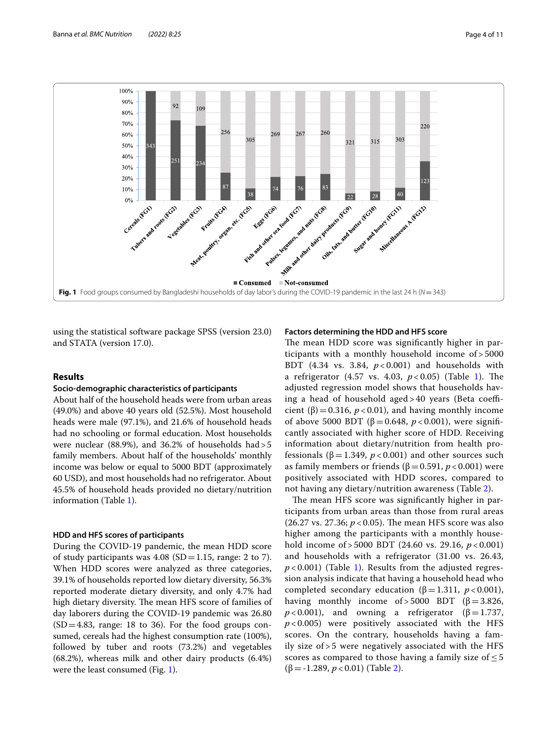Fig. 1 Food groups consumed by Bangladeshi households of day labor's during the COVID-19 pandemic in the last 24 h ($N = 343$)

using the statistical software package SPSS (version 23.0) and STATA (version 17.0).

## Results

### Socio-demographic characteristics of participants

About half of the household heads were from urban areas (49.0%) and above 40 years old (52.5%). Most household heads were male (97.1%), and 21.6% of household heads had no schooling or formal education. Most households were nuclear (88.9%), and 36.2% of households had > 5 family members. About half of the households' monthly income was below or equal to 5000 BDT (approximately 60 USD), and most households had no refrigerator. About 45.5% of household heads provided no dietary/nutrition information (Table 1).

### HDD and HFS scores of participants

During the COVID-19 pandemic, the mean HDD score of study participants was 4.08 (SD = 1.15, range: 2 to 7). When HDD scores were analyzed as three categories, 39.1% of households reported low dietary diversity, 56.3% reported moderate dietary diversity, and only 4.7% had high dietary diversity. The mean HFS score of families of day laborers during the COVID-19 pandemic was 26.80 (SD = 4.83, range: 18 to 36). For the food groups consumed, cereals had the highest consumption rate (100%), followed by tuber and roots (73.2%) and vegetables (68.2%), whereas milk and other dairy products (6.4%) were the least consumed (Fig. 1).

### Factors determining the HDD and HFS score

The mean HDD score was significantly higher in participants with a monthly household income of > 5000 BDT (4.34 vs. 3.84, $p < 0.001$) and households with a refrigerator (4.57 vs. 4.03, $p < 0.05$) (Table 1). The adjusted regression model shows that households having a head of household aged > 40 years (Beta coefficient ($\beta$) = 0.316, $p < 0.01$), and having monthly income of above 5000 BDT ($\beta = 0.648$, $p < 0.001$), were significantly associated with higher score of HDD. Receiving information about dietary/nutrition from health professionals ($\beta = 1.349$, $p < 0.001$) and other sources such as family members or friends ($\beta = 0.591$, $p < 0.001$) were positively associated with HDD scores, compared to not having any dietary/nutrition awareness (Table 2).

The mean HFS score was significantly higher in participants from urban areas than those from rural areas (26.27 vs. 27.36; $p < 0.05$). The mean HFS score was also higher among the participants with a monthly household income of > 5000 BDT (24.60 vs. 29.16, $p < 0.001$) and households with a refrigerator (31.00 vs. 26.43, $p < 0.001$) (Table 1). Results from the adjusted regression analysis indicate that having a household head who completed secondary education ($\beta = 1.311$, $p < 0.001$), having monthly income of > 5000 BDT ($\beta = 3.826$, $p < 0.001$), and owning a refrigerator ($\beta = 1.737$, $p < 0.005$) were positively associated with the HFS scores. On the contrary, households having a family size of > 5 were negatively associated with the HFS scores as compared to those having a family size of ≤ 5 ($\beta = -1.289$, $p < 0.01$) (Table 2).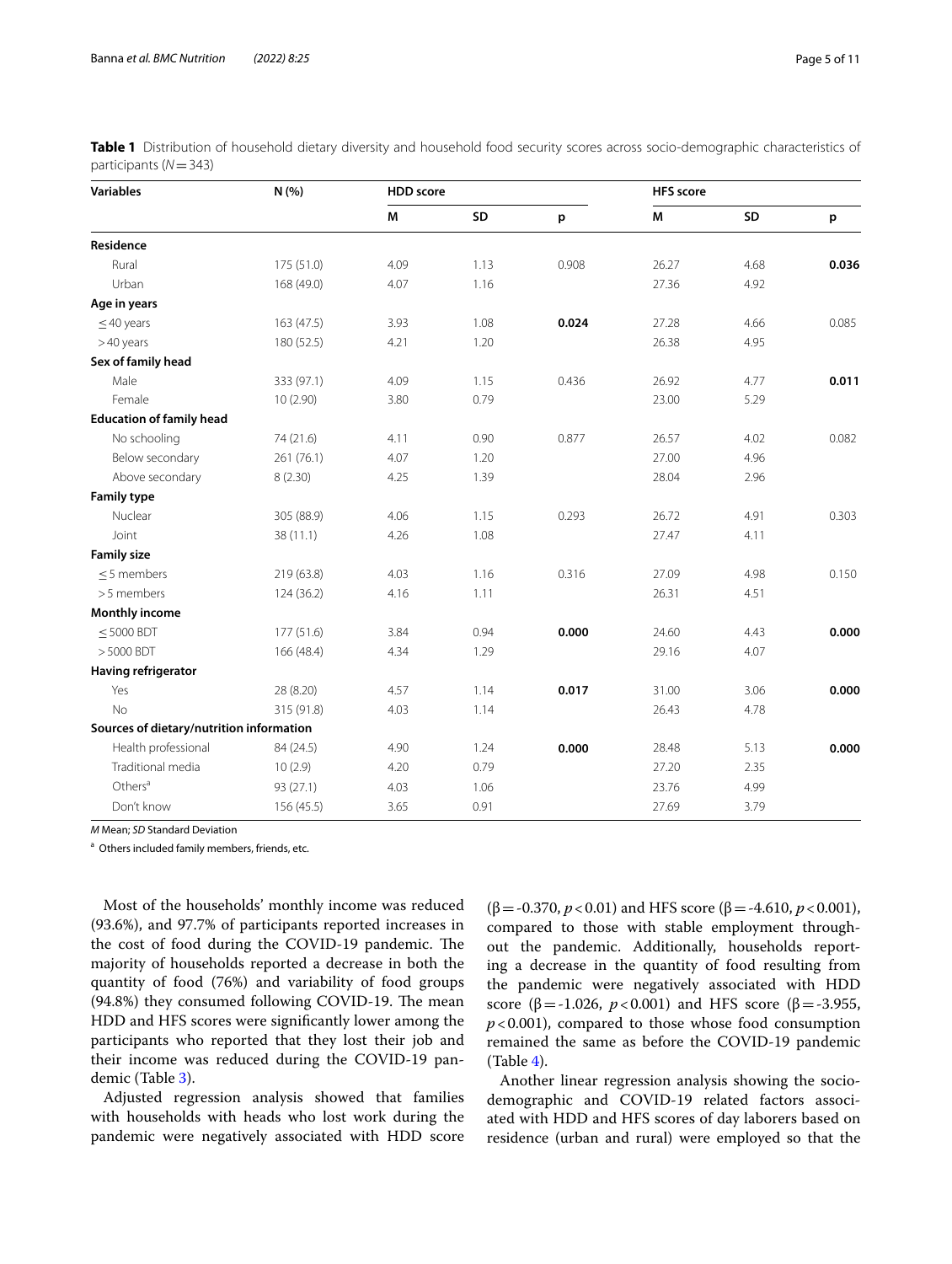**Table 1** Distribution of household dietary diversity and household food security scores across socio-demographic characteristics of participants ($N = 343$)

| Variables | N (%) | HDD score | | | HFS score | | |
|---|---|---|---|---|---|---|---|
| | | M | SD | p | M | SD | p |
| **Residence** | | | | | | | |
| Rural | 175 (51.0) | 4.09 | 1.13 | 0.908 | 26.27 | 4.68 | **0.036** |
| Urban | 168 (49.0) | 4.07 | 1.16 | | 27.36 | 4.92 | |
| **Age in years** | | | | | | | |
| ≤ 40 years | 163 (47.5) | 3.93 | 1.08 | **0.024** | 27.28 | 4.66 | 0.085 |
| > 40 years | 180 (52.5) | 4.21 | 1.20 | | 26.38 | 4.95 | |
| **Sex of family head** | | | | | | | |
| Male | 333 (97.1) | 4.09 | 1.15 | 0.436 | 26.92 | 4.77 | **0.011** |
| Female | 10 (2.90) | 3.80 | 0.79 | | 23.00 | 5.29 | |
| **Education of family head** | | | | | | | |
| No schooling | 74 (21.6) | 4.11 | 0.90 | 0.877 | 26.57 | 4.02 | 0.082 |
| Below secondary | 261 (76.1) | 4.07 | 1.20 | | 27.00 | 4.96 | |
| Above secondary | 8 (2.30) | 4.25 | 1.39 | | 28.04 | 2.96 | |
| **Family type** | | | | | | | |
| Nuclear | 305 (88.9) | 4.06 | 1.15 | 0.293 | 26.72 | 4.91 | 0.303 |
| Joint | 38 (11.1) | 4.26 | 1.08 | | 27.47 | 4.11 | |
| **Family size** | | | | | | | |
| ≤ 5 members | 219 (63.8) | 4.03 | 1.16 | 0.316 | 27.09 | 4.98 | 0.150 |
| > 5 members | 124 (36.2) | 4.16 | 1.11 | | 26.31 | 4.51 | |
| **Monthly income** | | | | | | | |
| ≤ 5000 BDT | 177 (51.6) | 3.84 | 0.94 | **0.000** | 24.60 | 4.43 | **0.000** |
| > 5000 BDT | 166 (48.4) | 4.34 | 1.29 | | 29.16 | 4.07 | |
| **Having refrigerator** | | | | | | | |
| Yes | 28 (8.20) | 4.57 | 1.14 | **0.017** | 31.00 | 3.06 | **0.000** |
| No | 315 (91.8) | 4.03 | 1.14 | | 26.43 | 4.78 | |
| **Sources of dietary/nutrition information** | | | | | | | |
| Health professional | 84 (24.5) | 4.90 | 1.24 | **0.000** | 28.48 | 5.13 | **0.000** |
| Traditional media | 10 (2.9) | 4.20 | 0.79 | | 27.20 | 2.35 | |
| Others[a] | 93 (27.1) | 4.03 | 1.06 | | 23.76 | 4.99 | |
| Don't know | 156 (45.5) | 3.65 | 0.91 | | 27.69 | 3.79 | |

*M* Mean; *SD* Standard Deviation

[a] Others included family members, friends, etc.

Most of the households' monthly income was reduced (93.6%), and 97.7% of participants reported increases in the cost of food during the COVID-19 pandemic. The majority of households reported a decrease in both the quantity of food (76%) and variability of food groups (94.8%) they consumed following COVID-19. The mean HDD and HFS scores were significantly lower among the participants who reported that they lost their job and their income was reduced during the COVID-19 pandemic (Table 3).

Adjusted regression analysis showed that families with households with heads who lost work during the pandemic were negatively associated with HDD score ($\beta = -0.370$, $p < 0.01$) and HFS score ($\beta = -4.610$, $p < 0.001$), compared to those with stable employment throughout the pandemic. Additionally, households reporting a decrease in the quantity of food resulting from the pandemic were negatively associated with HDD score ($\beta = -1.026$, $p < 0.001$) and HFS score ($\beta = -3.955$, $p < 0.001$), compared to those whose food consumption remained the same as before the COVID-19 pandemic (Table 4).

Another linear regression analysis showing the socio-demographic and COVID-19 related factors associated with HDD and HFS scores of day laborers based on residence (urban and rural) were employed so that the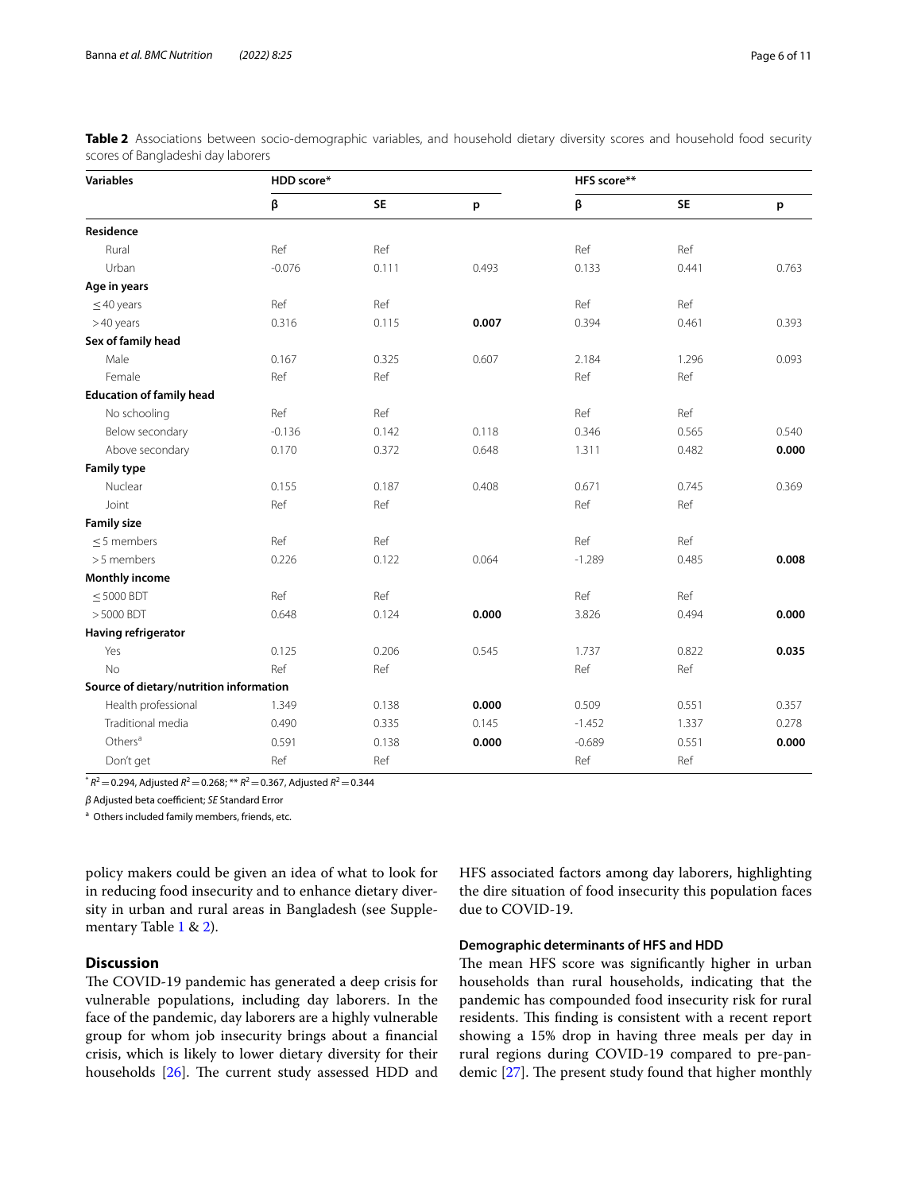**Table 2** Associations between socio-demographic variables, and household dietary diversity scores and household food security scores of Bangladeshi day laborers

| Variables | HDD score* | | | HFS score** | | |
|---|---|---|---|---|---|---|
| | β | SE | p | β | SE | p |
| **Residence** | | | | | | |
| Rural | Ref | Ref | | Ref | Ref | |
| Urban | -0.076 | 0.111 | 0.493 | 0.133 | 0.441 | 0.763 |
| **Age in years** | | | | | | |
| ≤40 years | Ref | Ref | | Ref | Ref | |
| >40 years | 0.316 | 0.115 | **0.007** | 0.394 | 0.461 | 0.393 |
| **Sex of family head** | | | | | | |
| Male | 0.167 | 0.325 | 0.607 | 2.184 | 1.296 | 0.093 |
| Female | Ref | Ref | | Ref | Ref | |
| **Education of family head** | | | | | | |
| No schooling | Ref | Ref | | Ref | Ref | |
| Below secondary | -0.136 | 0.142 | 0.118 | 0.346 | 0.565 | 0.540 |
| Above secondary | 0.170 | 0.372 | 0.648 | 1.311 | 0.482 | **0.000** |
| **Family type** | | | | | | |
| Nuclear | 0.155 | 0.187 | 0.408 | 0.671 | 0.745 | 0.369 |
| Joint | Ref | Ref | | Ref | Ref | |
| **Family size** | | | | | | |
| ≤5 members | Ref | Ref | | Ref | Ref | |
| >5 members | 0.226 | 0.122 | 0.064 | -1.289 | 0.485 | **0.008** |
| **Monthly income** | | | | | | |
| ≤5000 BDT | Ref | Ref | | Ref | Ref | |
| >5000 BDT | 0.648 | 0.124 | **0.000** | 3.826 | 0.494 | **0.000** |
| **Having refrigerator** | | | | | | |
| Yes | 0.125 | 0.206 | 0.545 | 1.737 | 0.822 | **0.035** |
| No | Ref | Ref | | Ref | Ref | |
| **Source of dietary/nutrition information** | | | | | | |
| Health professional | 1.349 | 0.138 | **0.000** | 0.509 | 0.551 | 0.357 |
| Traditional media | 0.490 | 0.335 | 0.145 | -1.452 | 1.337 | 0.278 |
| Others[a] | 0.591 | 0.138 | **0.000** | -0.689 | 0.551 | **0.000** |
| Don't get | Ref | Ref | | Ref | Ref | |

* $R^2 = 0.294$, Adjusted $R^2 = 0.268$; ** $R^2 = 0.367$, Adjusted $R^2 = 0.344$

*β* Adjusted beta coefficient; *SE* Standard Error

[a] Others included family members, friends, etc.

policy makers could be given an idea of what to look for in reducing food insecurity and to enhance dietary diversity in urban and rural areas in Bangladesh (see Supplementary Table 1 & 2).

## Discussion

The COVID-19 pandemic has generated a deep crisis for vulnerable populations, including day laborers. In the face of the pandemic, day laborers are a highly vulnerable group for whom job insecurity brings about a financial crisis, which is likely to lower dietary diversity for their households [26]. The current study assessed HDD and HFS associated factors among day laborers, highlighting the dire situation of food insecurity this population faces due to COVID-19.

### Demographic determinants of HFS and HDD

The mean HFS score was significantly higher in urban households than rural households, indicating that the pandemic has compounded food insecurity risk for rural residents. This finding is consistent with a recent report showing a 15% drop in having three meals per day in rural regions during COVID-19 compared to pre-pandemic [27]. The present study found that higher monthly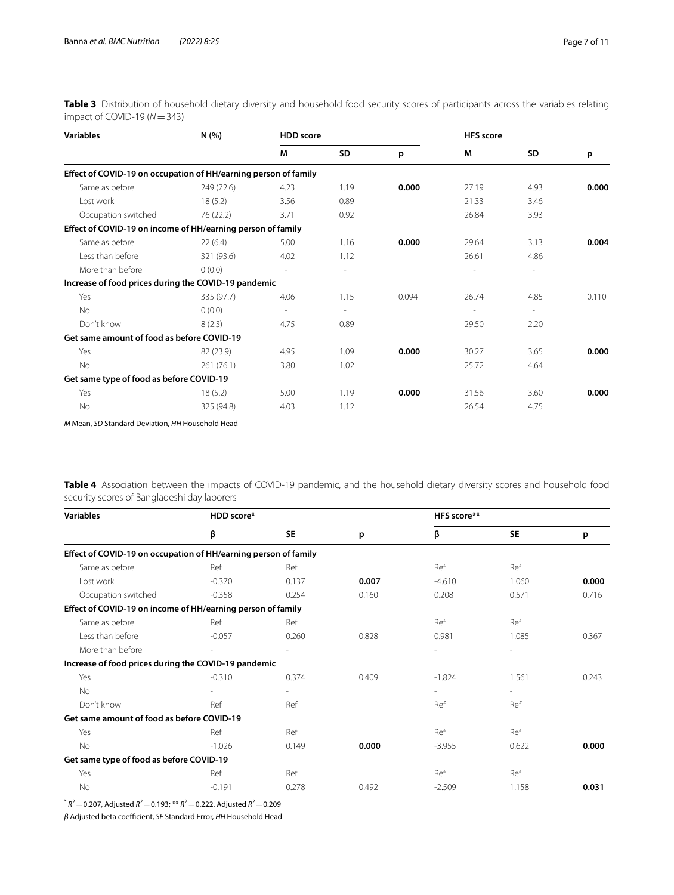**Table 3** Distribution of household dietary diversity and household food security scores of participants across the variables relating impact of COVID-19 ($N = 343$)

| Variables | N (%) | HDD score | | | HFS score | | |
|---|---|---|---|---|---|---|---|
| | | M | SD | p | M | SD | p |
| **Effect of COVID-19 on occupation of HH/earning person of family** | | | | | | | |
| Same as before | 249 (72.6) | 4.23 | 1.19 | **0.000** | 27.19 | 4.93 | **0.000** |
| Lost work | 18 (5.2) | 3.56 | 0.89 | | 21.33 | 3.46 | |
| Occupation switched | 76 (22.2) | 3.71 | 0.92 | | 26.84 | 3.93 | |
| **Effect of COVID-19 on income of HH/earning person of family** | | | | | | | |
| Same as before | 22 (6.4) | 5.00 | 1.16 | **0.000** | 29.64 | 3.13 | **0.004** |
| Less than before | 321 (93.6) | 4.02 | 1.12 | | 26.61 | 4.86 | |
| More than before | 0 (0.0) | - | - | | - | - | |
| **Increase of food prices during the COVID-19 pandemic** | | | | | | | |
| Yes | 335 (97.7) | 4.06 | 1.15 | 0.094 | 26.74 | 4.85 | 0.110 |
| No | 0 (0.0) | - | - | | - | - | |
| Don't know | 8 (2.3) | 4.75 | 0.89 | | 29.50 | 2.20 | |
| **Get same amount of food as before COVID-19** | | | | | | | |
| Yes | 82 (23.9) | 4.95 | 1.09 | **0.000** | 30.27 | 3.65 | **0.000** |
| No | 261 (76.1) | 3.80 | 1.02 | | 25.72 | 4.64 | |
| **Get same type of food as before COVID-19** | | | | | | | |
| Yes | 18 (5.2) | 5.00 | 1.19 | **0.000** | 31.56 | 3.60 | **0.000** |
| No | 325 (94.8) | 4.03 | 1.12 | | 26.54 | 4.75 | |

*M* Mean, *SD* Standard Deviation, *HH* Household Head

**Table 4** Association between the impacts of COVID-19 pandemic, and the household dietary diversity scores and household food security scores of Bangladeshi day laborers

| Variables | HDD score* | | | HFS score** | | |
|---|---|---|---|---|---|---|
| | β | SE | p | β | SE | p |
| **Effect of COVID-19 on occupation of HH/earning person of family** | | | | | | |
| Same as before | Ref | Ref | | Ref | Ref | |
| Lost work | -0.370 | 0.137 | **0.007** | -4.610 | 1.060 | **0.000** |
| Occupation switched | -0.358 | 0.254 | 0.160 | 0.208 | 0.571 | 0.716 |
| **Effect of COVID-19 on income of HH/earning person of family** | | | | | | |
| Same as before | Ref | Ref | | Ref | Ref | |
| Less than before | -0.057 | 0.260 | 0.828 | 0.981 | 1.085 | 0.367 |
| More than before | - | - | | - | - | |
| **Increase of food prices during the COVID-19 pandemic** | | | | | | |
| Yes | -0.310 | 0.374 | 0.409 | -1.824 | 1.561 | 0.243 |
| No | - | - | | - | - | |
| Don't know | Ref | Ref | | Ref | Ref | |
| **Get same amount of food as before COVID-19** | | | | | | |
| Yes | Ref | Ref | | Ref | Ref | |
| No | -1.026 | 0.149 | **0.000** | -3.955 | 0.622 | **0.000** |
| **Get same type of food as before COVID-19** | | | | | | |
| Yes | Ref | Ref | | Ref | Ref | |
| No | -0.191 | 0.278 | 0.492 | -2.509 | 1.158 | **0.031** |

* $R^2 = 0.207$, Adjusted $R^2 = 0.193$; ** $R^2 = 0.222$, Adjusted $R^2 = 0.209$

*β* Adjusted beta coefficient, *SE* Standard Error, *HH* Household Head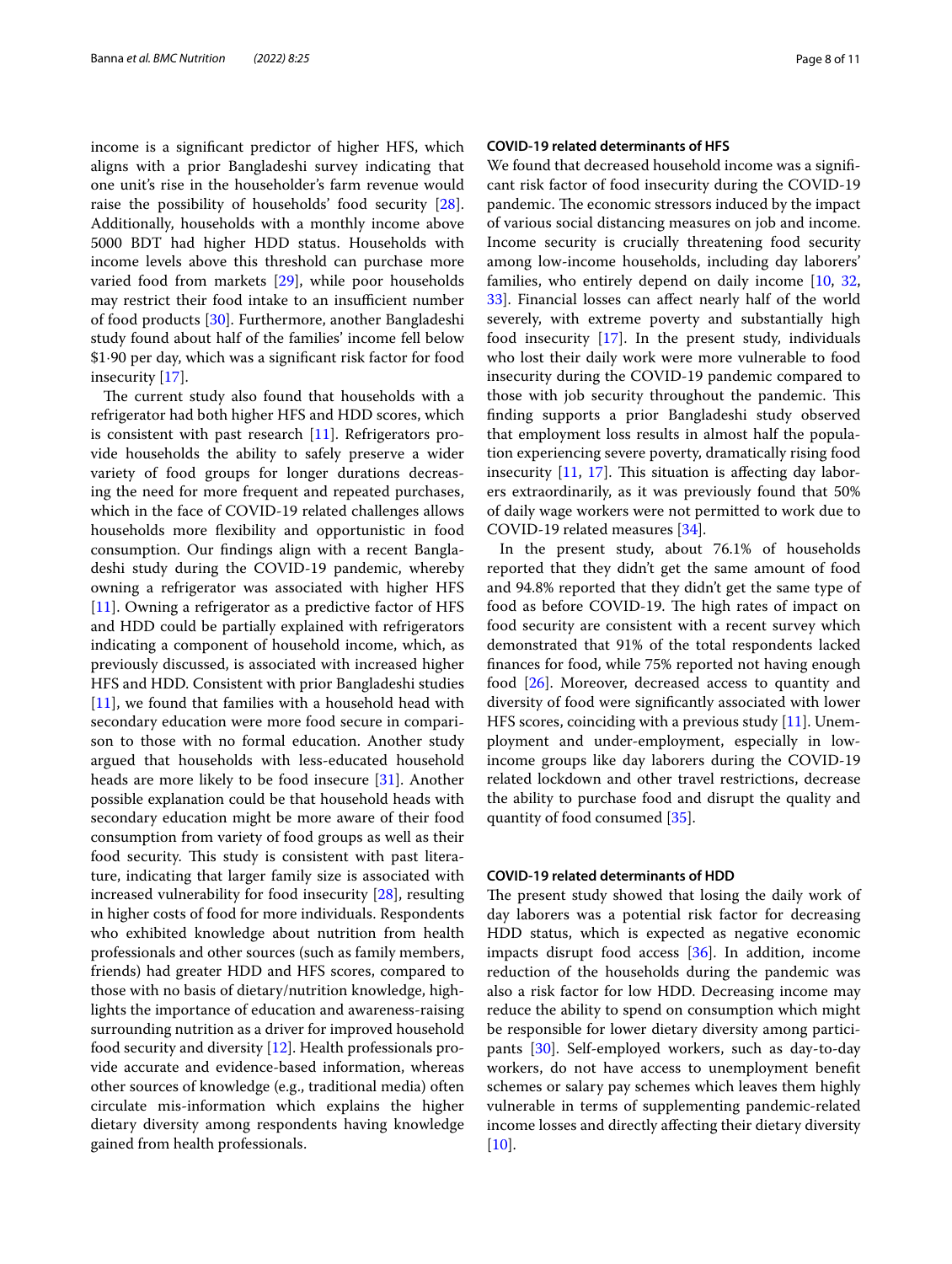income is a significant predictor of higher HFS, which aligns with a prior Bangladeshi survey indicating that one unit's rise in the householder's farm revenue would raise the possibility of households' food security [28]. Additionally, households with a monthly income above 5000 BDT had higher HDD status. Households with income levels above this threshold can purchase more varied food from markets [29], while poor households may restrict their food intake to an insufficient number of food products [30]. Furthermore, another Bangladeshi study found about half of the families' income fell below \$1·90 per day, which was a significant risk factor for food insecurity [17].

The current study also found that households with a refrigerator had both higher HFS and HDD scores, which is consistent with past research [11]. Refrigerators provide households the ability to safely preserve a wider variety of food groups for longer durations decreasing the need for more frequent and repeated purchases, which in the face of COVID-19 related challenges allows households more flexibility and opportunistic in food consumption. Our findings align with a recent Bangladeshi study during the COVID-19 pandemic, whereby owning a refrigerator was associated with higher HFS [11]. Owning a refrigerator as a predictive factor of HFS and HDD could be partially explained with refrigerators indicating a component of household income, which, as previously discussed, is associated with increased higher HFS and HDD. Consistent with prior Bangladeshi studies [11], we found that families with a household head with secondary education were more food secure in comparison to those with no formal education. Another study argued that households with less-educated household heads are more likely to be food insecure [31]. Another possible explanation could be that household heads with secondary education might be more aware of their food consumption from variety of food groups as well as their food security. This study is consistent with past literature, indicating that larger family size is associated with increased vulnerability for food insecurity [28], resulting in higher costs of food for more individuals. Respondents who exhibited knowledge about nutrition from health professionals and other sources (such as family members, friends) had greater HDD and HFS scores, compared to those with no basis of dietary/nutrition knowledge, highlights the importance of education and awareness-raising surrounding nutrition as a driver for improved household food security and diversity [12]. Health professionals provide accurate and evidence-based information, whereas other sources of knowledge (e.g., traditional media) often circulate mis-information which explains the higher dietary diversity among respondents having knowledge gained from health professionals.

### COVID-19 related determinants of HFS

We found that decreased household income was a significant risk factor of food insecurity during the COVID-19 pandemic. The economic stressors induced by the impact of various social distancing measures on job and income. Income security is crucially threatening food security among low-income households, including day laborers' families, who entirely depend on daily income [10, 32, 33]. Financial losses can affect nearly half of the world severely, with extreme poverty and substantially high food insecurity [17]. In the present study, individuals who lost their daily work were more vulnerable to food insecurity during the COVID-19 pandemic compared to those with job security throughout the pandemic. This finding supports a prior Bangladeshi study observed that employment loss results in almost half the population experiencing severe poverty, dramatically rising food insecurity [11, 17]. This situation is affecting day laborers extraordinarily, as it was previously found that 50% of daily wage workers were not permitted to work due to COVID-19 related measures [34].

In the present study, about 76.1% of households reported that they didn't get the same amount of food and 94.8% reported that they didn't get the same type of food as before COVID-19. The high rates of impact on food security are consistent with a recent survey which demonstrated that 91% of the total respondents lacked finances for food, while 75% reported not having enough food [26]. Moreover, decreased access to quantity and diversity of food were significantly associated with lower HFS scores, coinciding with a previous study [11]. Unemployment and under-employment, especially in low-income groups like day laborers during the COVID-19 related lockdown and other travel restrictions, decrease the ability to purchase food and disrupt the quality and quantity of food consumed [35].

### COVID-19 related determinants of HDD

The present study showed that losing the daily work of day laborers was a potential risk factor for decreasing HDD status, which is expected as negative economic impacts disrupt food access [36]. In addition, income reduction of the households during the pandemic was also a risk factor for low HDD. Decreasing income may reduce the ability to spend on consumption which might be responsible for lower dietary diversity among participants [30]. Self-employed workers, such as day-to-day workers, do not have access to unemployment benefit schemes or salary pay schemes which leaves them highly vulnerable in terms of supplementing pandemic-related income losses and directly affecting their dietary diversity [10].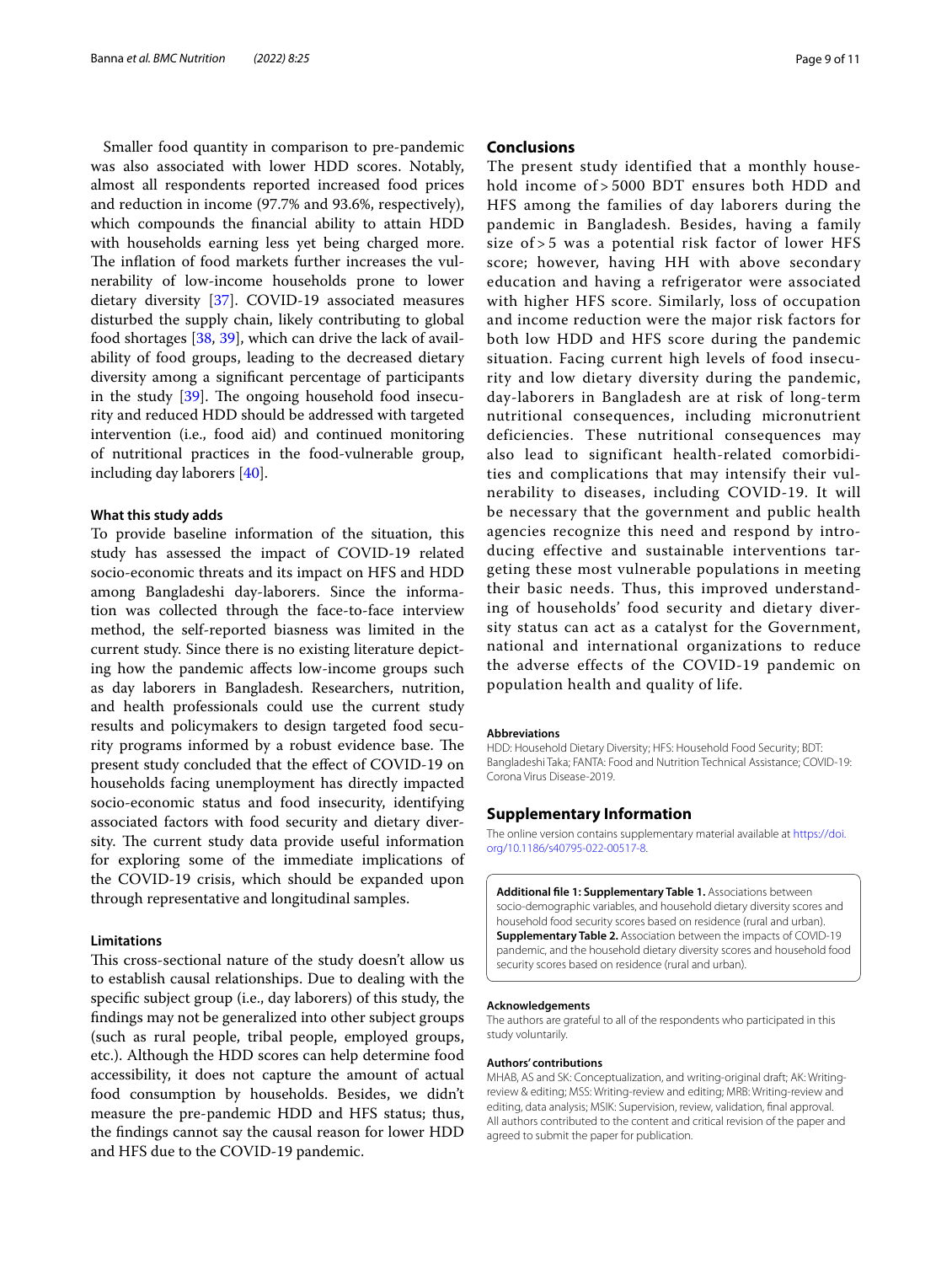Smaller food quantity in comparison to pre-pandemic was also associated with lower HDD scores. Notably, almost all respondents reported increased food prices and reduction in income (97.7% and 93.6%, respectively), which compounds the financial ability to attain HDD with households earning less yet being charged more. The inflation of food markets further increases the vulnerability of low-income households prone to lower dietary diversity [37]. COVID-19 associated measures disturbed the supply chain, likely contributing to global food shortages [38, 39], which can drive the lack of availability of food groups, leading to the decreased dietary diversity among a significant percentage of participants in the study [39]. The ongoing household food insecurity and reduced HDD should be addressed with targeted intervention (i.e., food aid) and continued monitoring of nutritional practices in the food-vulnerable group, including day laborers [40].

### What this study adds

To provide baseline information of the situation, this study has assessed the impact of COVID-19 related socio-economic threats and its impact on HFS and HDD among Bangladeshi day-laborers. Since the information was collected through the face-to-face interview method, the self-reported biasness was limited in the current study. Since there is no existing literature depicting how the pandemic affects low-income groups such as day laborers in Bangladesh. Researchers, nutrition, and health professionals could use the current study results and policymakers to design targeted food security programs informed by a robust evidence base. The present study concluded that the effect of COVID-19 on households facing unemployment has directly impacted socio-economic status and food insecurity, identifying associated factors with food security and dietary diversity. The current study data provide useful information for exploring some of the immediate implications of the COVID-19 crisis, which should be expanded upon through representative and longitudinal samples.

### Limitations

This cross-sectional nature of the study doesn't allow us to establish causal relationships. Due to dealing with the specific subject group (i.e., day laborers) of this study, the findings may not be generalized into other subject groups (such as rural people, tribal people, employed groups, etc.). Although the HDD scores can help determine food accessibility, it does not capture the amount of actual food consumption by households. Besides, we didn't measure the pre-pandemic HDD and HFS status; thus, the findings cannot say the causal reason for lower HDD and HFS due to the COVID-19 pandemic.

## Conclusions

The present study identified that a monthly household income of > 5000 BDT ensures both HDD and HFS among the families of day laborers during the pandemic in Bangladesh. Besides, having a family size of > 5 was a potential risk factor of lower HFS score; however, having HH with above secondary education and having a refrigerator were associated with higher HFS score. Similarly, loss of occupation and income reduction were the major risk factors for both low HDD and HFS score during the pandemic situation. Facing current high levels of food insecurity and low dietary diversity during the pandemic, day-laborers in Bangladesh are at risk of long-term nutritional consequences, including micronutrient deficiencies. These nutritional consequences may also lead to significant health-related comorbidities and complications that may intensify their vulnerability to diseases, including COVID-19. It will be necessary that the government and public health agencies recognize this need and respond by introducing effective and sustainable interventions targeting these most vulnerable populations in meeting their basic needs. Thus, this improved understanding of households' food security and dietary diversity status can act as a catalyst for the Government, national and international organizations to reduce the adverse effects of the COVID-19 pandemic on population health and quality of life.

#### Abbreviations

HDD: Household Dietary Diversity; HFS: Household Food Security; BDT: Bangladeshi Taka; FANTA: Food and Nutrition Technical Assistance; COVID-19: Corona Virus Disease-2019.

## Supplementary Information

The online version contains supplementary material available at https://doi.org/10.1186/s40795-022-00517-8.

**Additional file 1: Supplementary Table 1.** Associations between socio-demographic variables, and household dietary diversity scores and household food security scores based on residence (rural and urban). **Supplementary Table 2.** Association between the impacts of COVID-19 pandemic, and the household dietary diversity scores and household food security scores based on residence (rural and urban).

#### Acknowledgements

The authors are grateful to all of the respondents who participated in this study voluntarily.

#### Authors' contributions

MHAB, AS and SK: Conceptualization, and writing-original draft; AK: Writing-review & editing; MSS: Writing-review and editing; MRB: Writing-review and editing, data analysis; MSIK: Supervision, review, validation, final approval. All authors contributed to the content and critical revision of the paper and agreed to submit the paper for publication.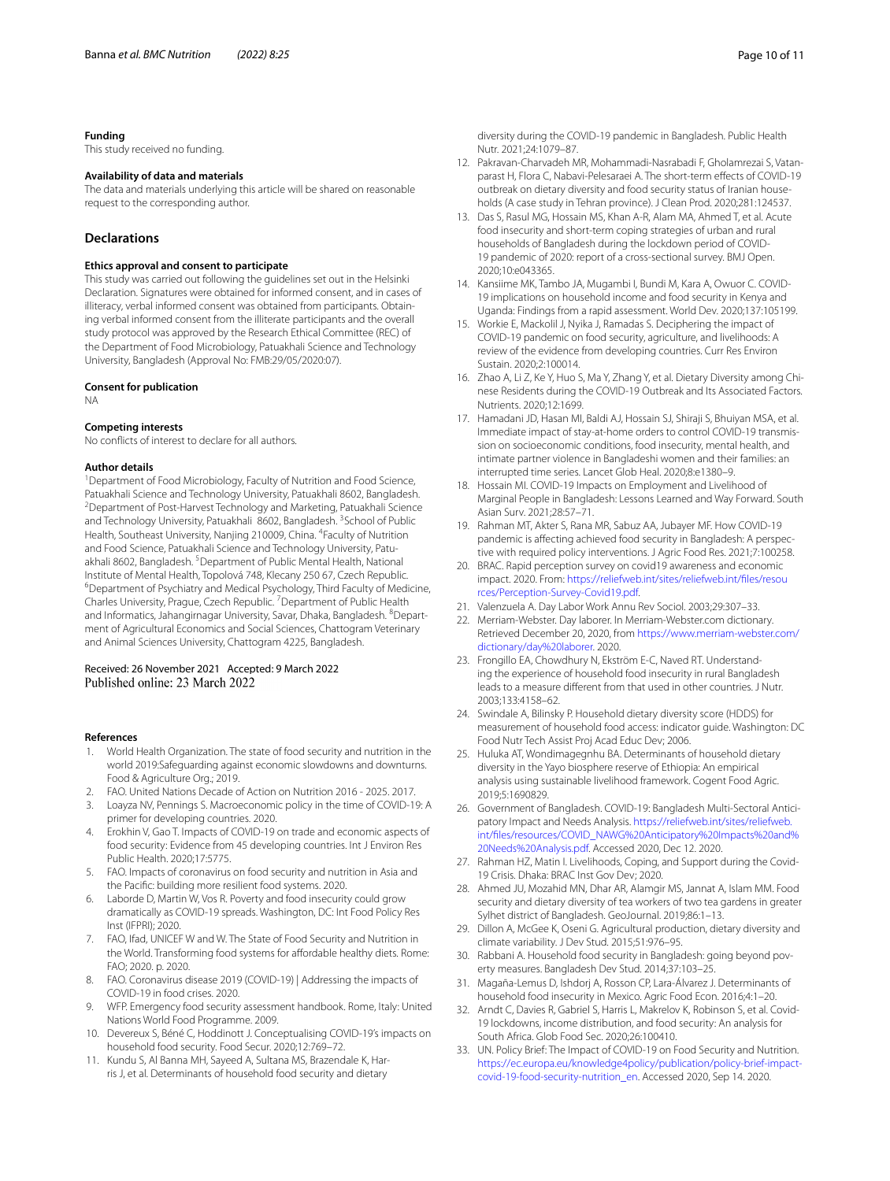### Funding

This study received no funding.

### Availability of data and materials

The data and materials underlying this article will be shared on reasonable request to the corresponding author.

## Declarations

### Ethics approval and consent to participate

This study was carried out following the guidelines set out in the Helsinki Declaration. Signatures were obtained for informed consent, and in cases of illiteracy, verbal informed consent was obtained from participants. Obtaining verbal informed consent from the illiterate participants and the overall study protocol was approved by the Research Ethical Committee (REC) of the Department of Food Microbiology, Patuakhali Science and Technology University, Bangladesh (Approval No: FMB:29/05/2020:07).

### Consent for publication

NA

### Competing interests

No conflicts of interest to declare for all authors.

### Author details

[1]Department of Food Microbiology, Faculty of Nutrition and Food Science, Patuakhali Science and Technology University, Patuakhali 8602, Bangladesh. [2]Department of Post-Harvest Technology and Marketing, Patuakhali Science and Technology University, Patuakhali 8602, Bangladesh. [3]School of Public Health, Southeast University, Nanjing 210009, China. [4]Faculty of Nutrition and Food Science, Patuakhali Science and Technology University, Patuakhali 8602, Bangladesh. [5]Department of Public Mental Health, National Institute of Mental Health, Topolová 748, Klecany 250 67, Czech Republic. [6]Department of Psychiatry and Medical Psychology, Third Faculty of Medicine, Charles University, Prague, Czech Republic. [7]Department of Public Health and Informatics, Jahangirnagar University, Savar, Dhaka, Bangladesh. [8]Department of Agricultural Economics and Social Sciences, Chattogram Veterinary and Animal Sciences University, Chattogram 4225, Bangladesh.

Received: 26 November 2021 Accepted: 9 March 2022
Published online: 23 March 2022

### References

1. World Health Organization. The state of food security and nutrition in the world 2019:Safeguarding against economic slowdowns and downturns. Food & Agriculture Org.; 2019.
2. FAO. United Nations Decade of Action on Nutrition 2016 - 2025. 2017.
3. Loayza NV, Pennings S. Macroeconomic policy in the time of COVID-19: A primer for developing countries. 2020.
4. Erokhin V, Gao T. Impacts of COVID-19 on trade and economic aspects of food security: Evidence from 45 developing countries. Int J Environ Res Public Health. 2020;17:5775.
5. FAO. Impacts of coronavirus on food security and nutrition in Asia and the Pacific: building more resilient food systems. 2020.
6. Laborde D, Martin W, Vos R. Poverty and food insecurity could grow dramatically as COVID-19 spreads. Washington, DC: Int Food Policy Res Inst (IFPRI); 2020.
7. FAO, Ifad, UNICEF W and W. The State of Food Security and Nutrition in the World. Transforming food systems for affordable healthy diets. Rome: FAO; 2020. p. 2020.
8. FAO. Coronavirus disease 2019 (COVID-19) | Addressing the impacts of COVID-19 in food crises. 2020.
9. WFP. Emergency food security assessment handbook. Rome, Italy: United Nations World Food Programme. 2009.
10. Devereux S, Béné C, Hoddinott J. Conceptualising COVID-19's impacts on household food security. Food Secur. 2020;12:769–72.
11. Kundu S, Al Banna MH, Sayeed A, Sultana MS, Brazendale K, Harris J, et al. Determinants of household food security and dietary diversity during the COVID-19 pandemic in Bangladesh. Public Health Nutr. 2021;24:1079–87.
12. Pakravan-Charvadeh MR, Mohammadi-Nasrabadi F, Gholamrezai S, Vatanparast H, Flora C, Nabavi-Pelesaraei A. The short-term effects of COVID-19 outbreak on dietary diversity and food security status of Iranian households (A case study in Tehran province). J Clean Prod. 2020;281:124537.
13. Das S, Rasul MG, Hossain MS, Khan A-R, Alam MA, Ahmed T, et al. Acute food insecurity and short-term coping strategies of urban and rural households of Bangladesh during the lockdown period of COVID-19 pandemic of 2020: report of a cross-sectional survey. BMJ Open. 2020;10:e043365.
14. Kansiime MK, Tambo JA, Mugambi I, Bundi M, Kara A, Owuor C. COVID-19 implications on household income and food security in Kenya and Uganda: Findings from a rapid assessment. World Dev. 2020;137:105199.
15. Workie E, Mackolil J, Nyika J, Ramadas S. Deciphering the impact of COVID-19 pandemic on food security, agriculture, and livelihoods: A review of the evidence from developing countries. Curr Res Environ Sustain. 2020;2:100014.
16. Zhao A, Li Z, Ke Y, Huo S, Ma Y, Zhang Y, et al. Dietary Diversity among Chinese Residents during the COVID-19 Outbreak and Its Associated Factors. Nutrients. 2020;12:1699.
17. Hamadani JD, Hasan MI, Baldi AJ, Hossain SJ, Shiraji S, Bhuiyan MSA, et al. Immediate impact of stay-at-home orders to control COVID-19 transmission on socioeconomic conditions, food insecurity, mental health, and intimate partner violence in Bangladeshi women and their families: an interrupted time series. Lancet Glob Heal. 2020;8:e1380–9.
18. Hossain MI. COVID-19 Impacts on Employment and Livelihood of Marginal People in Bangladesh: Lessons Learned and Way Forward. South Asian Surv. 2021;28:57–71.
19. Rahman MT, Akter S, Rana MR, Sabuz AA, Jubayer MF. How COVID-19 pandemic is affecting achieved food security in Bangladesh: A perspective with required policy interventions. J Agric Food Res. 2021;7:100258.
20. BRAC. Rapid perception survey on covid19 awareness and economic impact. 2020. From: https://reliefweb.int/sites/reliefweb.int/files/resources/Perception-Survey-Covid19.pdf.
21. Valenzuela A. Day Labor Work Annu Rev Sociol. 2003;29:307–33.
22. Merriam-Webster. Day laborer. In Merriam-Webster.com dictionary. Retrieved December 20, 2020, from https://www.merriam-webster.com/dictionary/day%20laborer. 2020.
23. Frongillo EA, Chowdhury N, Ekström E-C, Naved RT. Understanding the experience of household food insecurity in rural Bangladesh leads to a measure different from that used in other countries. J Nutr. 2003;133:4158–62.
24. Swindale A, Bilinsky P. Household dietary diversity score (HDDS) for measurement of household food access: indicator guide. Washington: DC Food Nutr Tech Assist Proj Acad Educ Dev; 2006.
25. Huluka AT, Wondimagegnhu BA. Determinants of household dietary diversity in the Yayo biosphere reserve of Ethiopia: An empirical analysis using sustainable livelihood framework. Cogent Food Agric. 2019;5:1690829.
26. Government of Bangladesh. COVID-19: Bangladesh Multi-Sectoral Anticipatory Impact and Needs Analysis. https://reliefweb.int/sites/reliefweb.int/files/resources/COVID_NAWG%20Anticipatory%20Impacts%20and%20Needs%20Analysis.pdf. Accessed 2020, Dec 12. 2020.
27. Rahman HZ, Matin I. Livelihoods, Coping, and Support during the Covid-19 Crisis. Dhaka: BRAC Inst Gov Dev; 2020.
28. Ahmed JU, Mozahid MN, Dhar AR, Alamgir MS, Jannat A, Islam MM. Food security and dietary diversity of tea workers of two tea gardens in greater Sylhet district of Bangladesh. GeoJournal. 2019;86:1–13.
29. Dillon A, McGee K, Oseni G. Agricultural production, dietary diversity and climate variability. J Dev Stud. 2015;51:976–95.
30. Rabbani A. Household food security in Bangladesh: going beyond poverty measures. Bangladesh Dev Stud. 2014;37:103–25.
31. Magaña-Lemus D, Ishdorj A, Rosson CP, Lara-Álvarez J. Determinants of household food insecurity in Mexico. Agric Food Econ. 2016;4:1–20.
32. Arndt C, Davies R, Gabriel S, Harris L, Makrelov K, Robinson S, et al. Covid-19 lockdowns, income distribution, and food security: An analysis for South Africa. Glob Food Sec. 2020;26:100410.
33. UN. Policy Brief: The Impact of COVID-19 on Food Security and Nutrition. https://ec.europa.eu/knowledge4policy/publication/policy-brief-impact-covid-19-food-security-nutrition_en. Accessed 2020, Sep 14. 2020.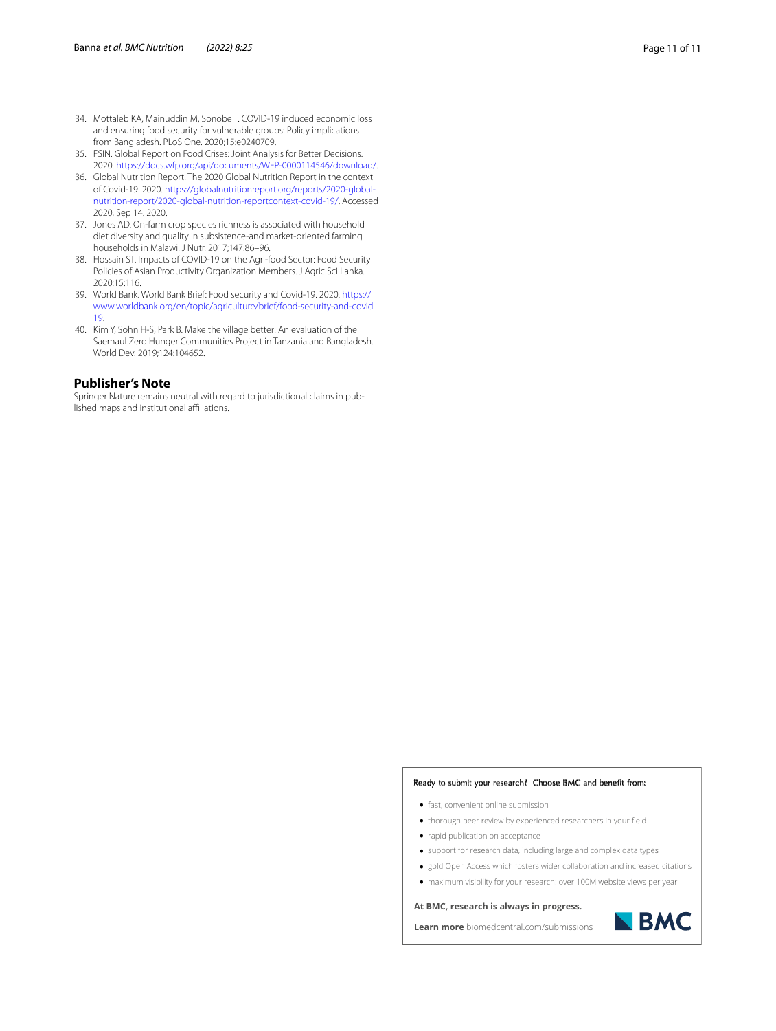34. Mottaleb KA, Mainuddin M, Sonobe T. COVID-19 induced economic loss and ensuring food security for vulnerable groups: Policy implications from Bangladesh. PLoS One. 2020;15:e0240709.
35. FSIN. Global Report on Food Crises: Joint Analysis for Better Decisions. 2020. https://docs.wfp.org/api/documents/WFP-0000114546/download/.
36. Global Nutrition Report. The 2020 Global Nutrition Report in the context of Covid-19. 2020. https://globalnutritionreport.org/reports/2020-global-nutrition-report/2020-global-nutrition-reportcontext-covid-19/. Accessed 2020, Sep 14. 2020.
37. Jones AD. On-farm crop species richness is associated with household diet diversity and quality in subsistence-and market-oriented farming households in Malawi. J Nutr. 2017;147:86–96.
38. Hossain ST. Impacts of COVID-19 on the Agri-food Sector: Food Security Policies of Asian Productivity Organization Members. J Agric Sci Lanka. 2020;15:116.
39. World Bank. World Bank Brief: Food security and Covid-19. 2020. https://www.worldbank.org/en/topic/agriculture/brief/food-security-and-covid19.
40. Kim Y, Sohn H-S, Park B. Make the village better: An evaluation of the Saemaul Zero Hunger Communities Project in Tanzania and Bangladesh. World Dev. 2019;124:104652.

## Publisher's Note

Springer Nature remains neutral with regard to jurisdictional claims in published maps and institutional affiliations.

Ready to submit your research? Choose BMC and benefit from:

- fast, convenient online submission
- thorough peer review by experienced researchers in your field
- rapid publication on acceptance
- support for research data, including large and complex data types
- gold Open Access which fosters wider collaboration and increased citations
- maximum visibility for your research: over 100M website views per year

**At BMC, research is always in progress.**

**Learn more** biomedcentral.com/submissions

BMC